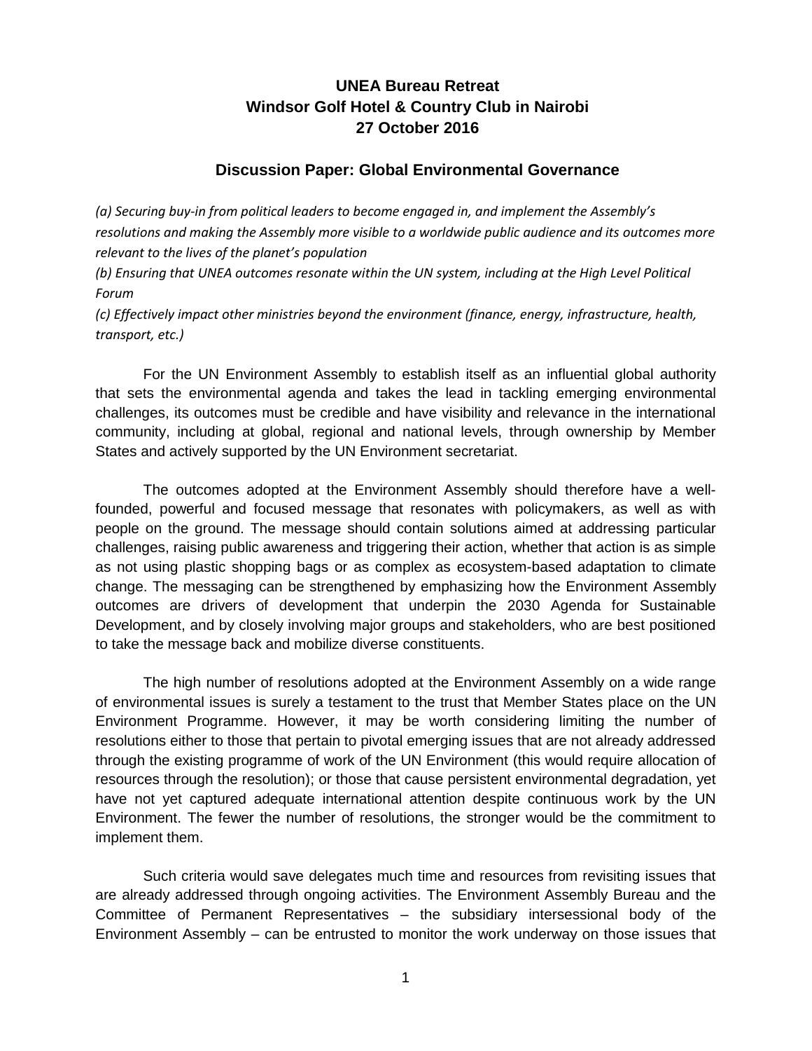# UNEA Bureau Retreat
# Windsor Golf Hotel & Country Club in Nairobi
# 27 October 2016

## Discussion Paper: Global Environmental Governance

*(a) Securing buy-in from political leaders to become engaged in, and implement the Assembly's resolutions and making the Assembly more visible to a worldwide public audience and its outcomes more relevant to the lives of the planet's population*
*(b) Ensuring that UNEA outcomes resonate within the UN system, including at the High Level Political Forum*
*(c) Effectively impact other ministries beyond the environment (finance, energy, infrastructure, health, transport, etc.)*

For the UN Environment Assembly to establish itself as an influential global authority that sets the environmental agenda and takes the lead in tackling emerging environmental challenges, its outcomes must be credible and have visibility and relevance in the international community, including at global, regional and national levels, through ownership by Member States and actively supported by the UN Environment secretariat.

The outcomes adopted at the Environment Assembly should therefore have a well-founded, powerful and focused message that resonates with policymakers, as well as with people on the ground. The message should contain solutions aimed at addressing particular challenges, raising public awareness and triggering their action, whether that action is as simple as not using plastic shopping bags or as complex as ecosystem-based adaptation to climate change. The messaging can be strengthened by emphasizing how the Environment Assembly outcomes are drivers of development that underpin the 2030 Agenda for Sustainable Development, and by closely involving major groups and stakeholders, who are best positioned to take the message back and mobilize diverse constituents.

The high number of resolutions adopted at the Environment Assembly on a wide range of environmental issues is surely a testament to the trust that Member States place on the UN Environment Programme. However, it may be worth considering limiting the number of resolutions either to those that pertain to pivotal emerging issues that are not already addressed through the existing programme of work of the UN Environment (this would require allocation of resources through the resolution); or those that cause persistent environmental degradation, yet have not yet captured adequate international attention despite continuous work by the UN Environment. The fewer the number of resolutions, the stronger would be the commitment to implement them.

Such criteria would save delegates much time and resources from revisiting issues that are already addressed through ongoing activities. The Environment Assembly Bureau and the Committee of Permanent Representatives – the subsidiary intersessional body of the Environment Assembly – can be entrusted to monitor the work underway on those issues that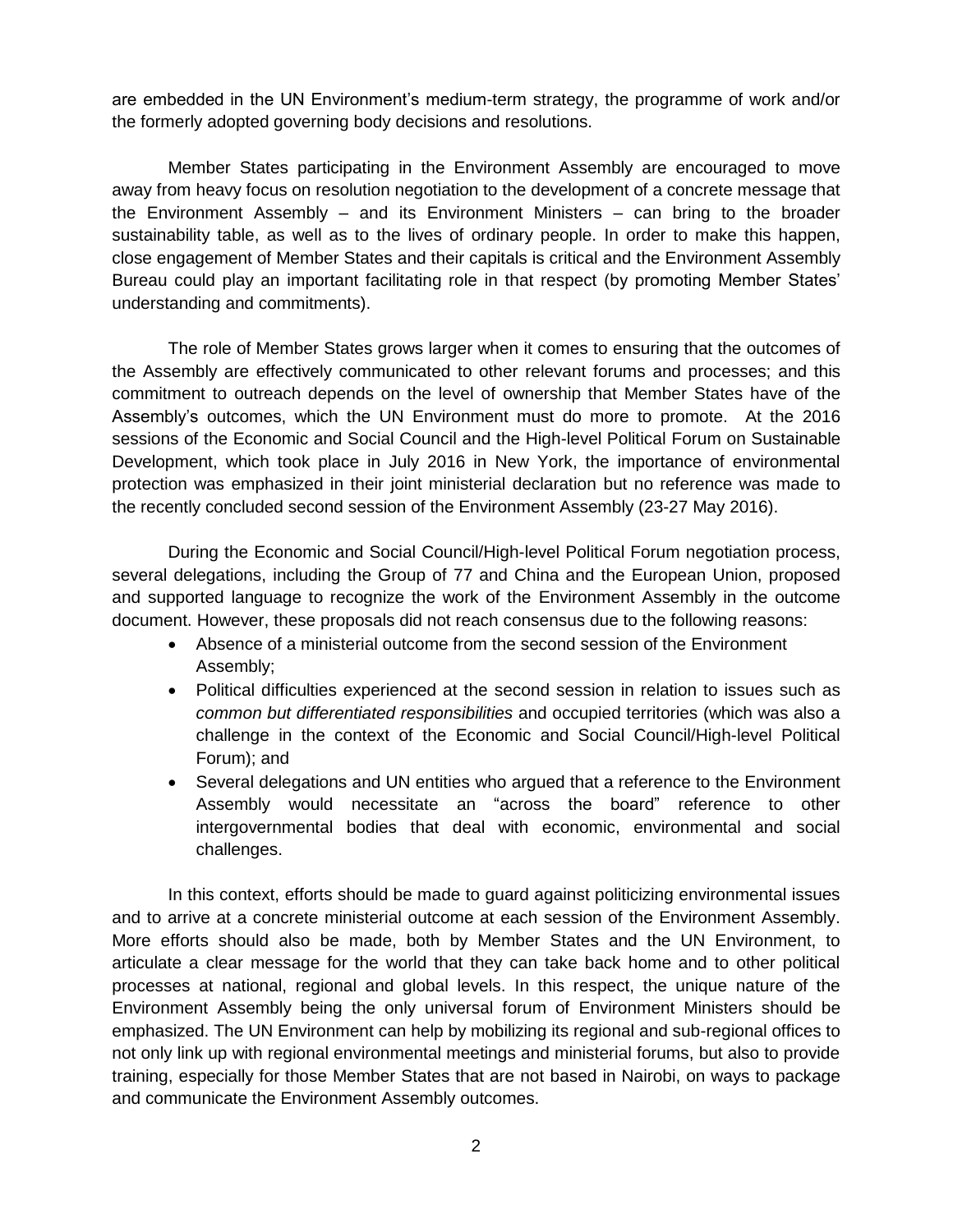are embedded in the UN Environment's medium-term strategy, the programme of work and/or the formerly adopted governing body decisions and resolutions.

Member States participating in the Environment Assembly are encouraged to move away from heavy focus on resolution negotiation to the development of a concrete message that the Environment Assembly – and its Environment Ministers – can bring to the broader sustainability table, as well as to the lives of ordinary people. In order to make this happen, close engagement of Member States and their capitals is critical and the Environment Assembly Bureau could play an important facilitating role in that respect (by promoting Member States' understanding and commitments).

The role of Member States grows larger when it comes to ensuring that the outcomes of the Assembly are effectively communicated to other relevant forums and processes; and this commitment to outreach depends on the level of ownership that Member States have of the Assembly's outcomes, which the UN Environment must do more to promote. At the 2016 sessions of the Economic and Social Council and the High-level Political Forum on Sustainable Development, which took place in July 2016 in New York, the importance of environmental protection was emphasized in their joint ministerial declaration but no reference was made to the recently concluded second session of the Environment Assembly (23-27 May 2016).

During the Economic and Social Council/High-level Political Forum negotiation process, several delegations, including the Group of 77 and China and the European Union, proposed and supported language to recognize the work of the Environment Assembly in the outcome document. However, these proposals did not reach consensus due to the following reasons:

- Absence of a ministerial outcome from the second session of the Environment Assembly;
- Political difficulties experienced at the second session in relation to issues such as *common but differentiated responsibilities* and occupied territories (which was also a challenge in the context of the Economic and Social Council/High-level Political Forum); and
- Several delegations and UN entities who argued that a reference to the Environment Assembly would necessitate an "across the board" reference to other intergovernmental bodies that deal with economic, environmental and social challenges.

In this context, efforts should be made to guard against politicizing environmental issues and to arrive at a concrete ministerial outcome at each session of the Environment Assembly. More efforts should also be made, both by Member States and the UN Environment, to articulate a clear message for the world that they can take back home and to other political processes at national, regional and global levels. In this respect, the unique nature of the Environment Assembly being the only universal forum of Environment Ministers should be emphasized. The UN Environment can help by mobilizing its regional and sub-regional offices to not only link up with regional environmental meetings and ministerial forums, but also to provide training, especially for those Member States that are not based in Nairobi, on ways to package and communicate the Environment Assembly outcomes.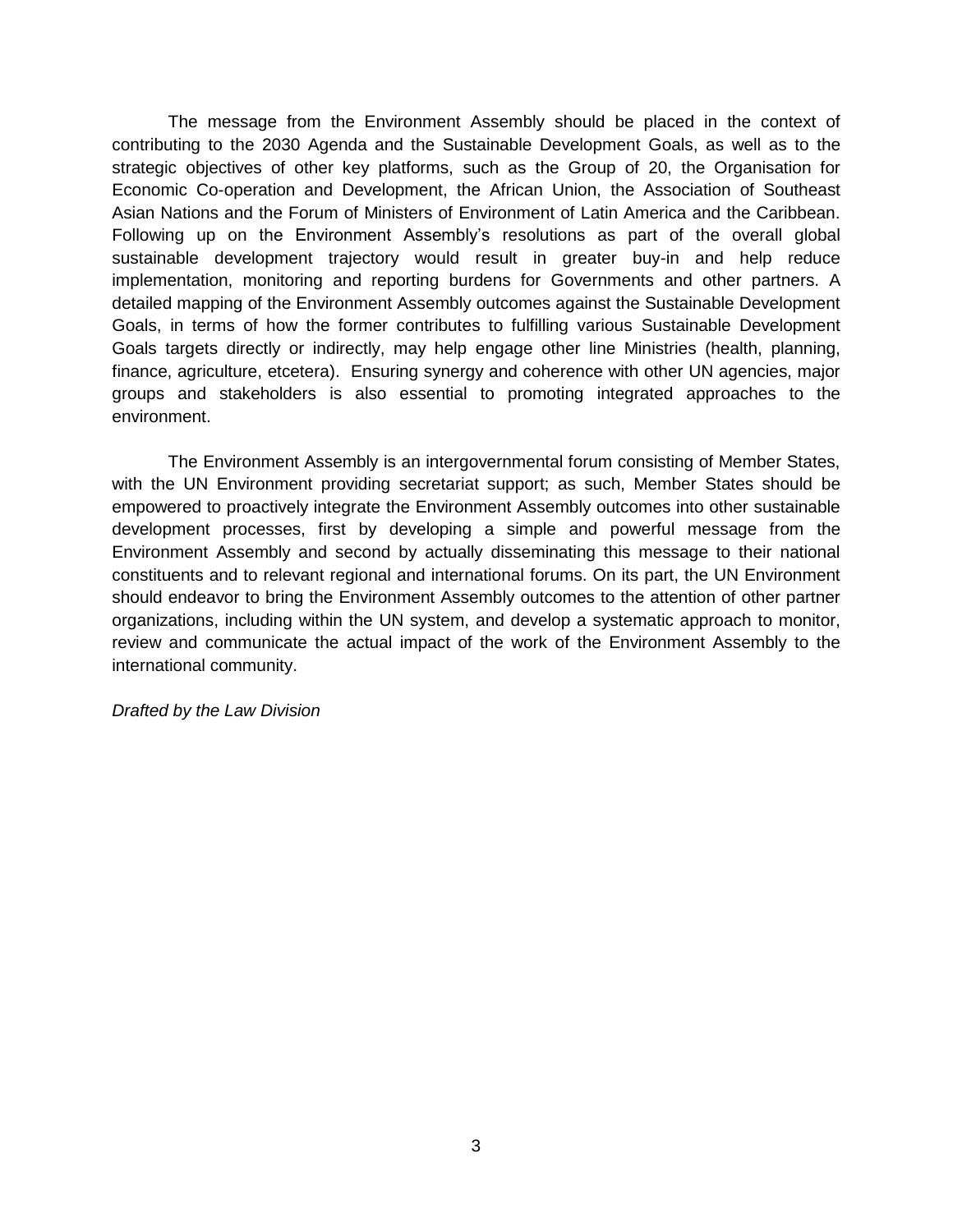The message from the Environment Assembly should be placed in the context of contributing to the 2030 Agenda and the Sustainable Development Goals, as well as to the strategic objectives of other key platforms, such as the Group of 20, the Organisation for Economic Co-operation and Development, the African Union, the Association of Southeast Asian Nations and the Forum of Ministers of Environment of Latin America and the Caribbean. Following up on the Environment Assembly's resolutions as part of the overall global sustainable development trajectory would result in greater buy-in and help reduce implementation, monitoring and reporting burdens for Governments and other partners. A detailed mapping of the Environment Assembly outcomes against the Sustainable Development Goals, in terms of how the former contributes to fulfilling various Sustainable Development Goals targets directly or indirectly, may help engage other line Ministries (health, planning, finance, agriculture, etcetera). Ensuring synergy and coherence with other UN agencies, major groups and stakeholders is also essential to promoting integrated approaches to the environment.

The Environment Assembly is an intergovernmental forum consisting of Member States, with the UN Environment providing secretariat support; as such, Member States should be empowered to proactively integrate the Environment Assembly outcomes into other sustainable development processes, first by developing a simple and powerful message from the Environment Assembly and second by actually disseminating this message to their national constituents and to relevant regional and international forums. On its part, the UN Environment should endeavor to bring the Environment Assembly outcomes to the attention of other partner organizations, including within the UN system, and develop a systematic approach to monitor, review and communicate the actual impact of the work of the Environment Assembly to the international community.

*Drafted by the Law Division*